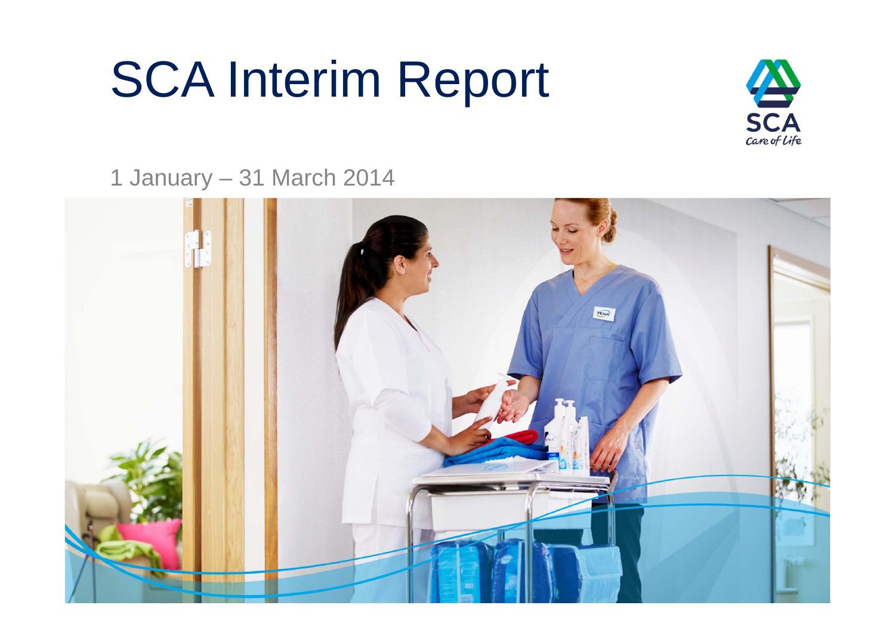# SCA Interim Report

1 January – 31 March 2014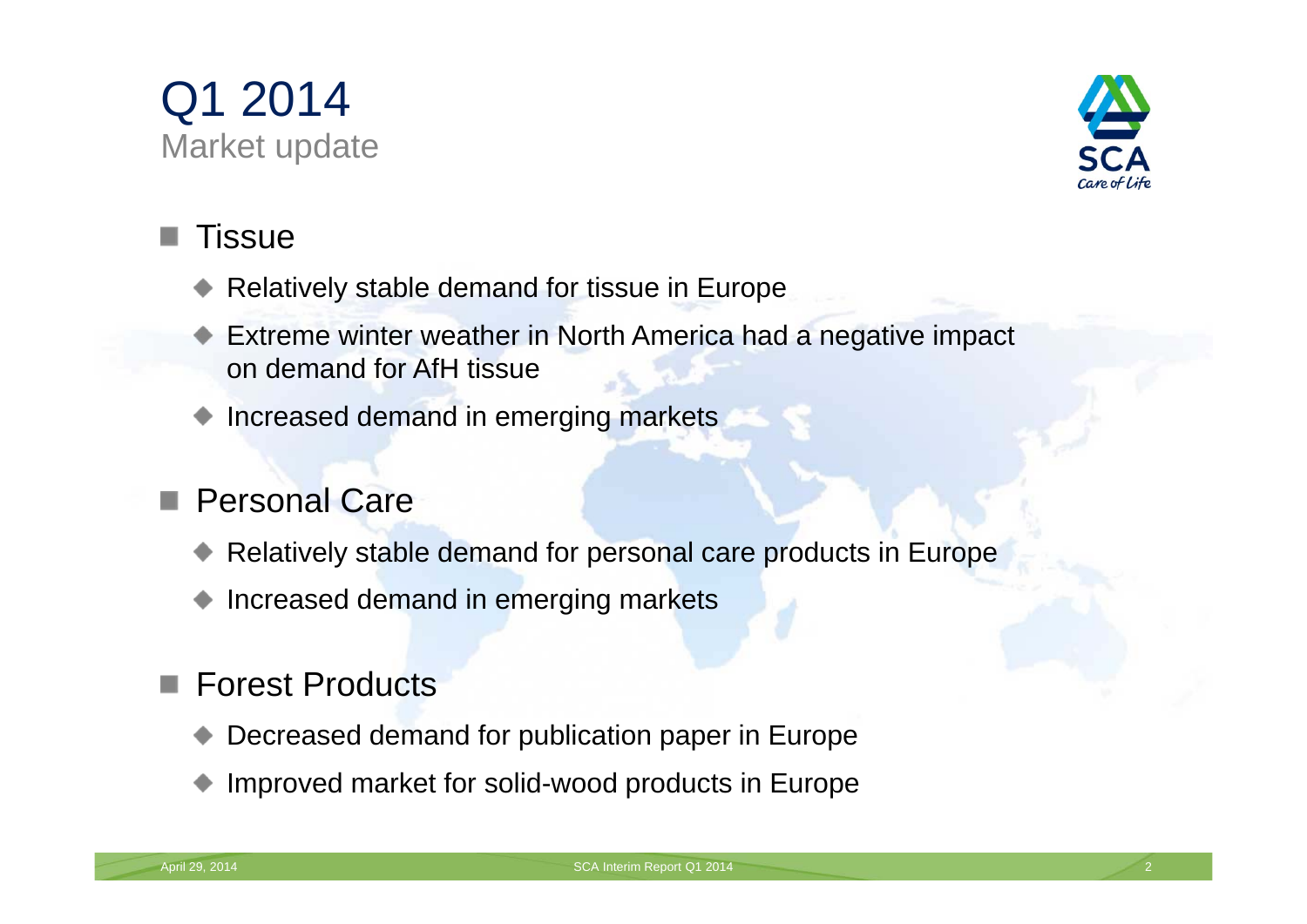# Q1 2014

## Market update

- Tissue
  - Relatively stable demand for tissue in Europe
  - Extreme winter weather in North America had a negative impact on demand for AfH tissue
  - Increased demand in emerging markets
- Personal Care
  - Relatively stable demand for personal care products in Europe
  - Increased demand in emerging markets
- Forest Products
  - Decreased demand for publication paper in Europe
  - Improved market for solid-wood products in Europe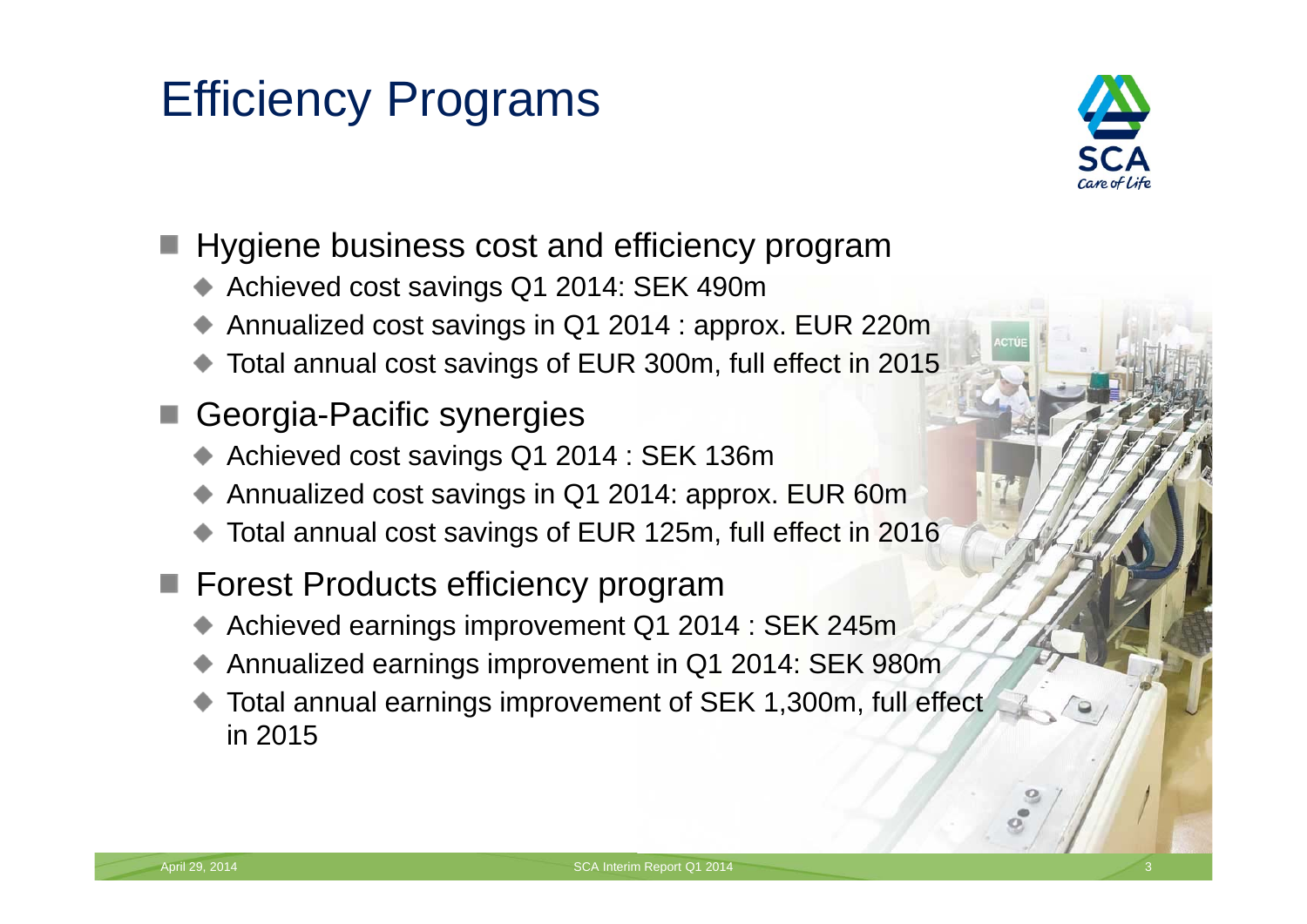# Efficiency Programs

- Hygiene business cost and efficiency program
  - Achieved cost savings Q1 2014: SEK 490m
  - Annualized cost savings in Q1 2014 : approx. EUR 220m
  - Total annual cost savings of EUR 300m, full effect in 2015
- Georgia-Pacific synergies
  - Achieved cost savings Q1 2014 : SEK 136m
  - Annualized cost savings in Q1 2014: approx. EUR 60m
  - Total annual cost savings of EUR 125m, full effect in 2016
- Forest Products efficiency program
  - Achieved earnings improvement Q1 2014 : SEK 245m
  - Annualized earnings improvement in Q1 2014: SEK 980m
  - Total annual earnings improvement of SEK 1,300m, full effect in 2015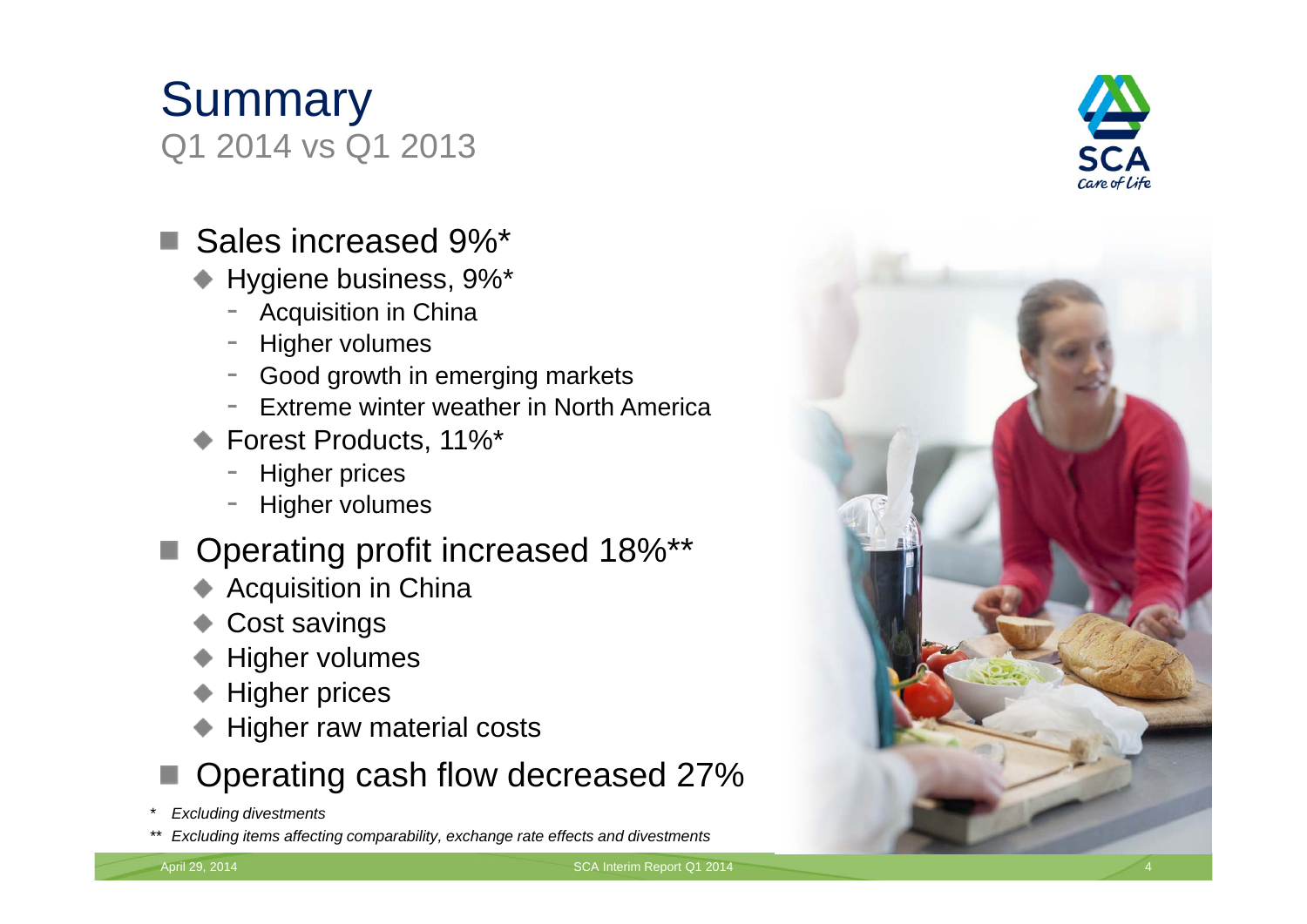# Summary

## Q1 2014 vs Q1 2013

- Sales increased 9%*
  - Hygiene business, 9%*
    - Acquisition in China
    - Higher volumes
    - Good growth in emerging markets
    - Extreme winter weather in North America
  - Forest Products, 11%*
    - Higher prices
    - Higher volumes
- Operating profit increased 18%**
  - Acquisition in China
  - Cost savings
  - Higher volumes
  - Higher prices
  - Higher raw material costs
- Operating cash flow decreased 27%

\* *Excluding divestments*

\*\* *Excluding items affecting comparability, exchange rate effects and divestments*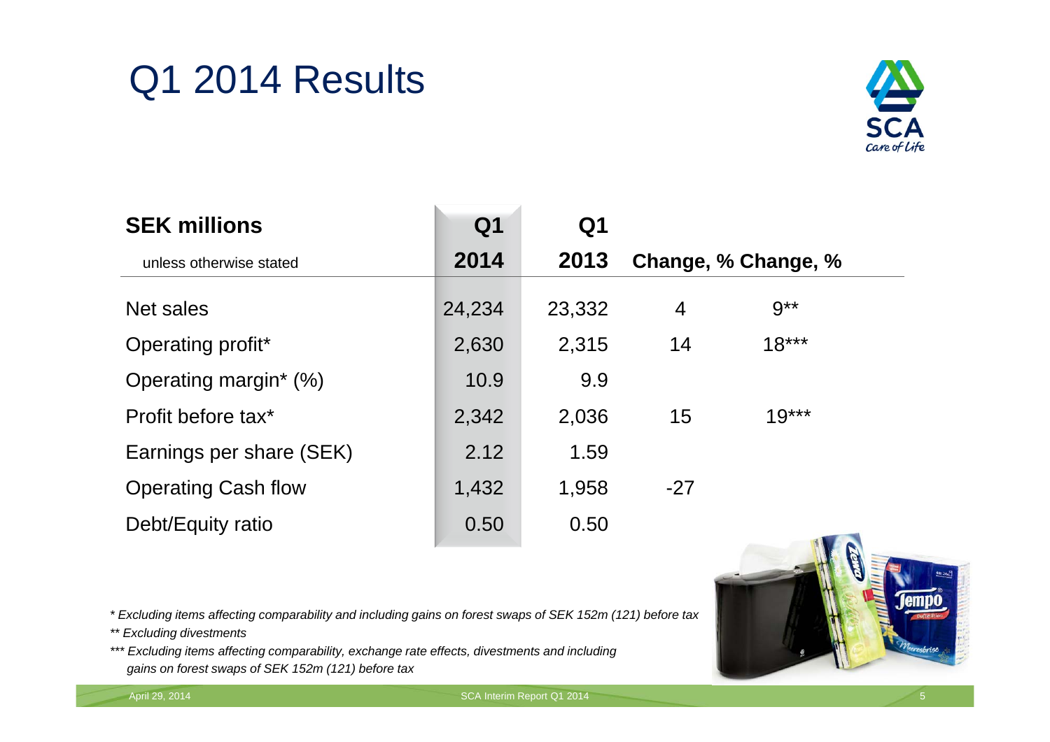# Q1 2014 Results

| SEK millions<br>unless otherwise stated | Q1 2014 | Q1 2013 | Change, % | Change, % |
|---|---|---|---|---|
| Net sales | 24,234 | 23,332 | 4 | 9** |
| Operating profit* | 2,630 | 2,315 | 14 | 18*** |
| Operating margin* (%) | 10.9 | 9.9 | | |
| Profit before tax* | 2,342 | 2,036 | 15 | 19*** |
| Earnings per share (SEK) | 2.12 | 1.59 | | |
| Operating Cash flow | 1,432 | 1,958 | -27 | |
| Debt/Equity ratio | 0.50 | 0.50 | | |

*\* Excluding items affecting comparability and including gains on forest swaps of SEK 152m (121) before tax*

*\*\* Excluding divestments*

*\*\*\* Excluding items affecting comparability, exchange rate effects, divestments and including gains on forest swaps of SEK 152m (121) before tax*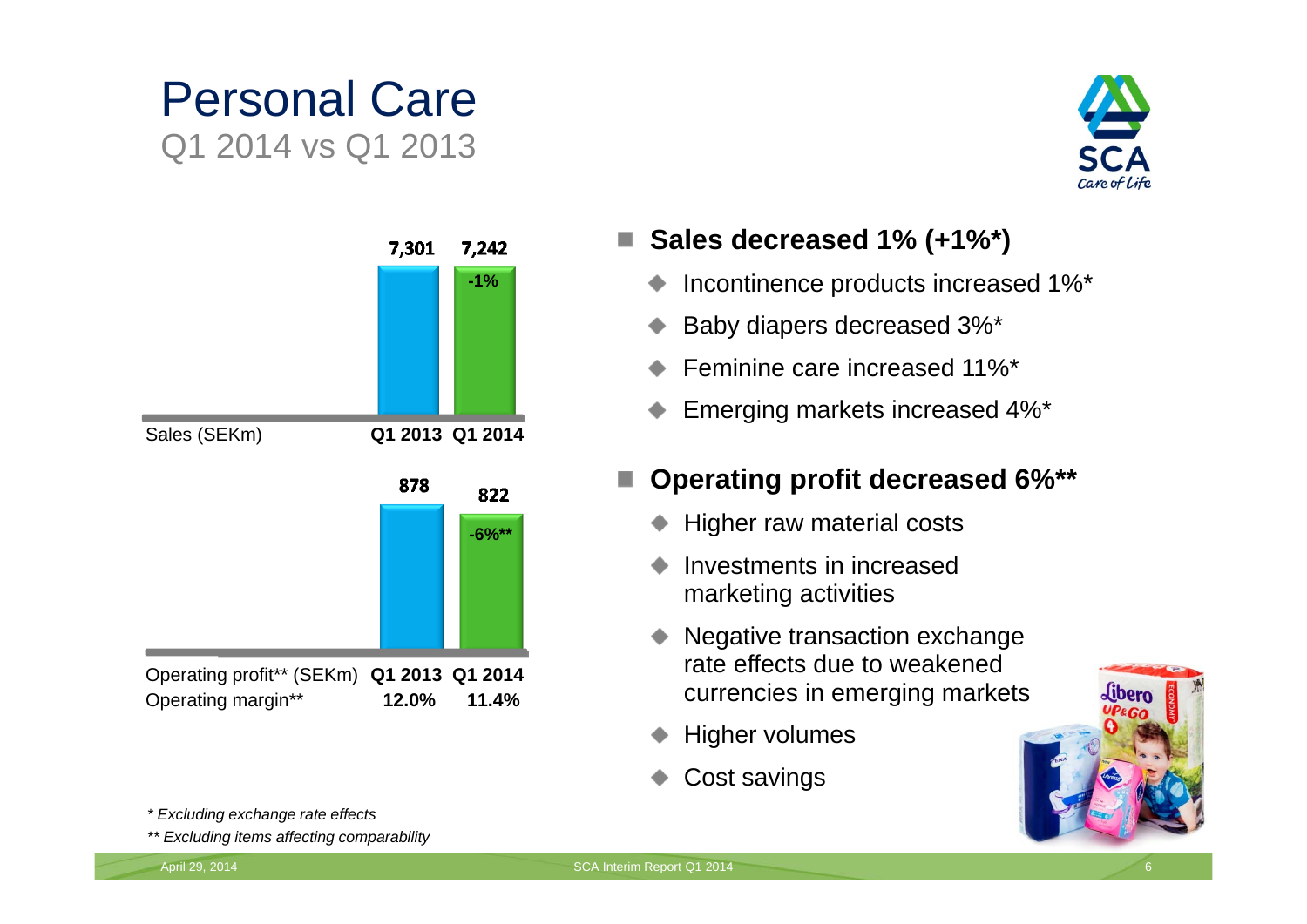# Personal Care

## Q1 2014 vs Q1 2013

| Sales (SEKm) | Q1 2013 | Q1 2014 |
| --- | --- | --- |
| | 7,301 | 7,242 (-1%) |

| | Q1 2013 | Q1 2014 |
| --- | --- | --- |
| Operating profit** (SEKm) | 878 | 822 (-6%**) |
| Operating margin** | 12.0% | 11.4% |

- **Sales decreased 1% (+1%*)**
  - Incontinence products increased 1%*
  - Baby diapers decreased 3%*
  - Feminine care increased 11%*
  - Emerging markets increased 4%*
- **Operating profit decreased 6%****
  - Higher raw material costs
  - Investments in increased marketing activities
  - Negative transaction exchange rate effects due to weakened currencies in emerging markets
  - Higher volumes
  - Cost savings

*\* Excluding exchange rate effects*

*\*\* Excluding items affecting comparability*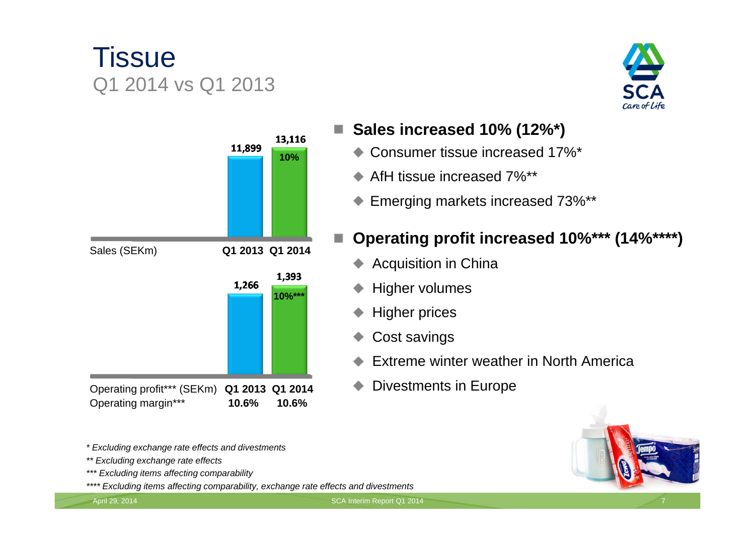# Tissue

## Q1 2014 vs Q1 2013

| Sales (SEKm) | Q1 2013 | Q1 2014 |
|---|---|---|
| Sales | 11,899 | 13,116 (10%) |

| Operating profit*** (SEKm) | Q1 2013 | Q1 2014 |
|---|---|---|
| Operating profit | 1,266 | 1,393 (10%***) |
| Operating margin*** | 10.6% | 10.6% |

- **Sales increased 10% (12%*)**
  - Consumer tissue increased 17%*
  - AfH tissue increased 7%**
  - Emerging markets increased 73%**
- **Operating profit increased 10%*** (14%****)**
  - Acquisition in China
  - Higher volumes
  - Higher prices
  - Cost savings
  - Extreme winter weather in North America
  - Divestments in Europe

*\* Excluding exchange rate effects and divestments*

*\*\* Excluding exchange rate effects*

*\*\*\* Excluding items affecting comparability*

*\*\*\*\* Excluding items affecting comparability, exchange rate effects and divestments*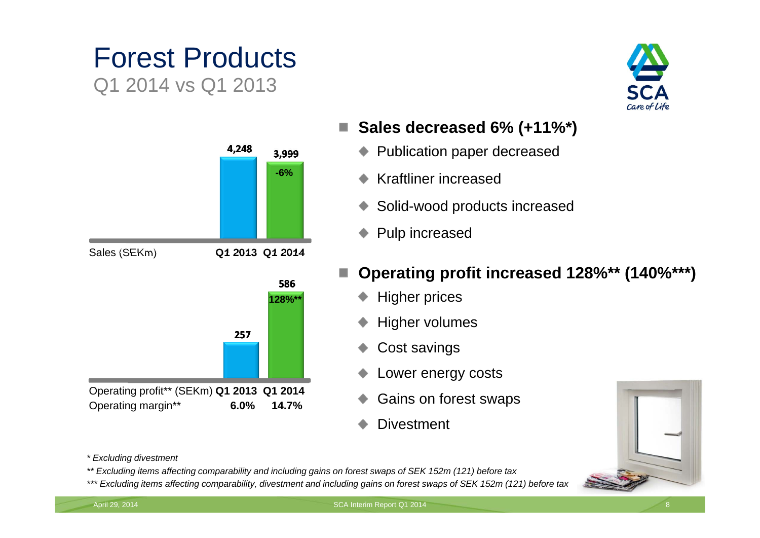# Forest Products

## Q1 2014 vs Q1 2013

| Sales (SEKm) | Q1 2013 | Q1 2014 |
| --- | --- | --- |
| | 4,248 | 3,999 (-6%) |

| | Q1 2013 | Q1 2014 |
| --- | --- | --- |
| Operating profit** (SEKm) | 257 | 586 (128%**) |
| Operating margin** | 6.0% | 14.7% |

- **Sales decreased 6% (+11%*)**
  - Publication paper decreased
  - Kraftliner increased
  - Solid-wood products increased
  - Pulp increased
- **Operating profit increased 128%** (140%***)**
  - Higher prices
  - Higher volumes
  - Cost savings
  - Lower energy costs
  - Gains on forest swaps
  - Divestment

*\* Excluding divestment*

*\*\* Excluding items affecting comparability and including gains on forest swaps of SEK 152m (121) before tax*

*\*\*\* Excluding items affecting comparability, divestment and including gains on forest swaps of SEK 152m (121) before tax*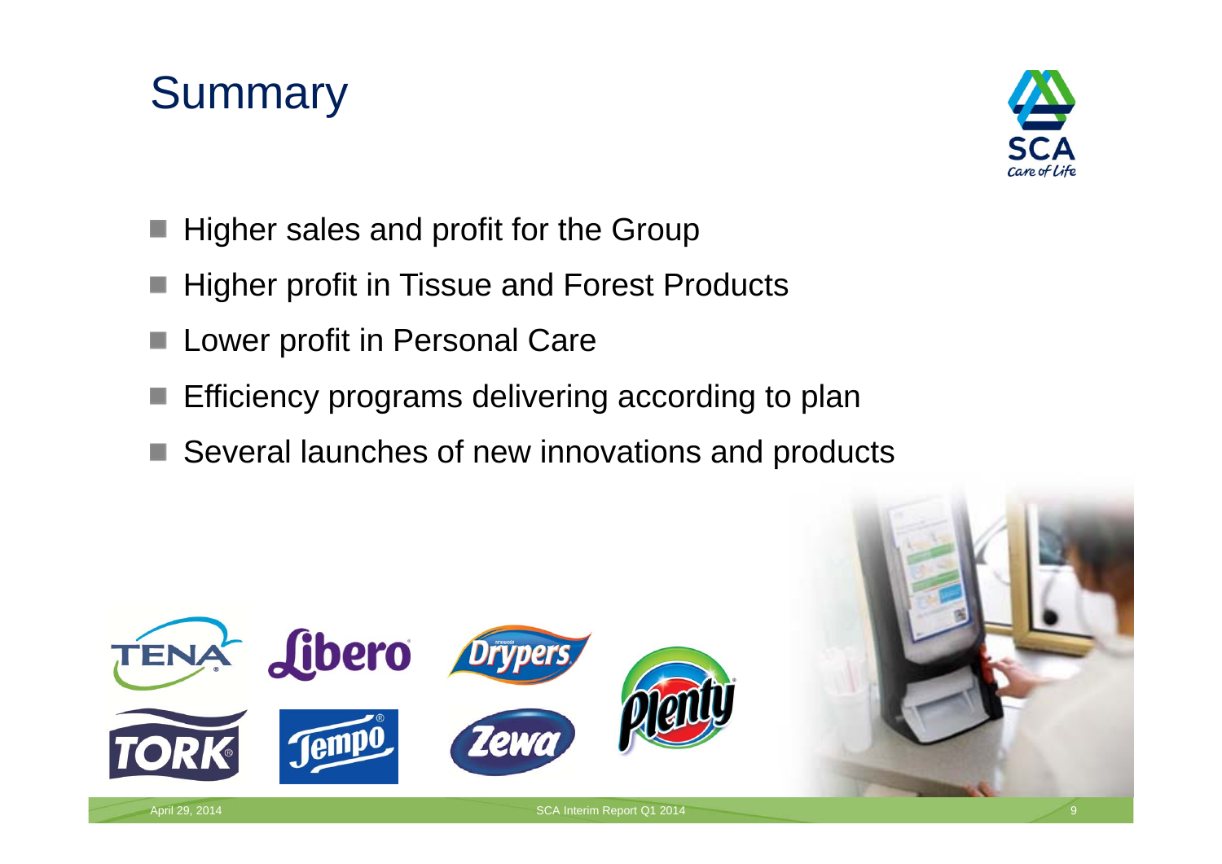# Summary

- Higher sales and profit for the Group
- Higher profit in Tissue and Forest Products
- Lower profit in Personal Care
- Efficiency programs delivering according to plan
- Several launches of new innovations and products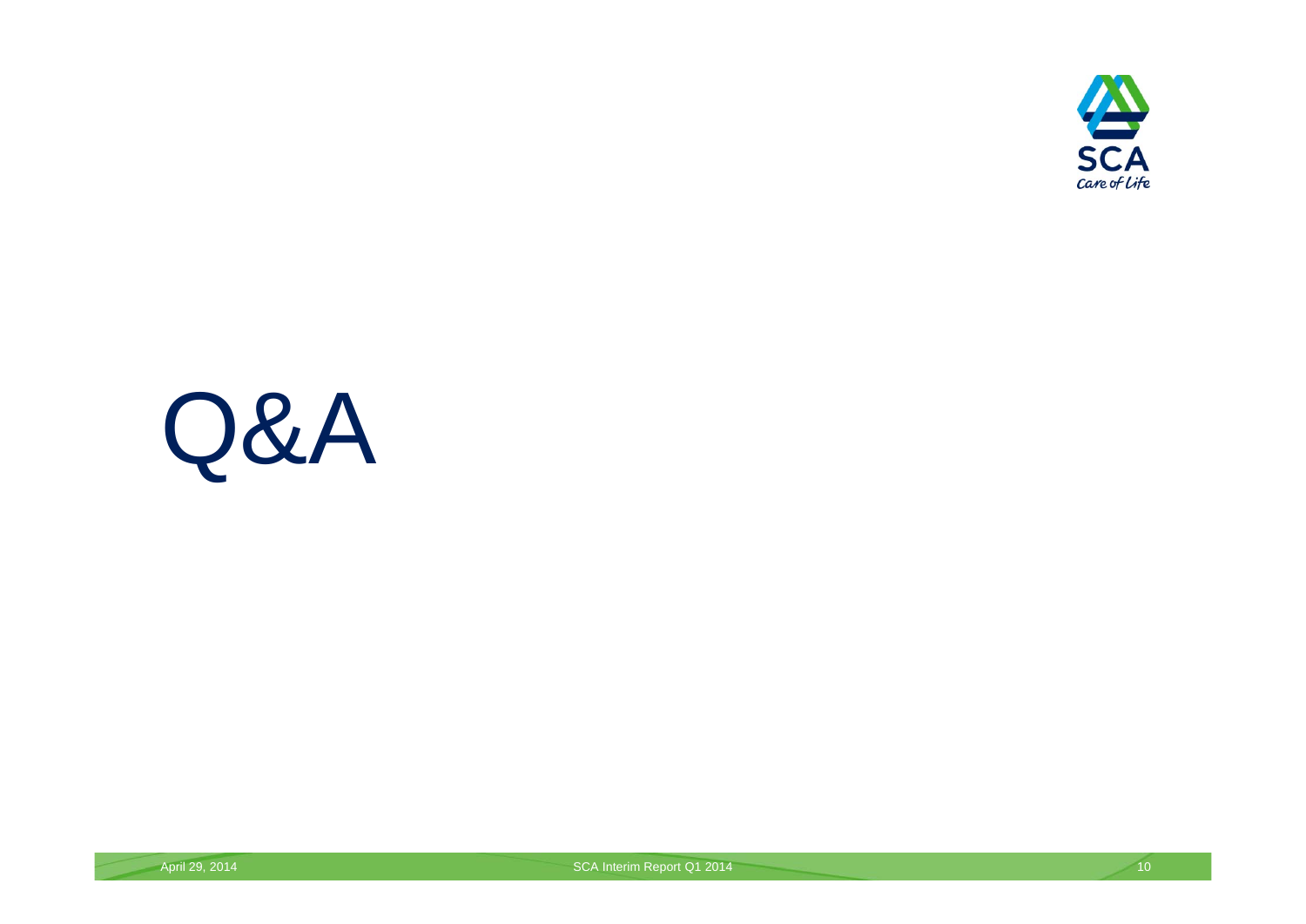# Q&A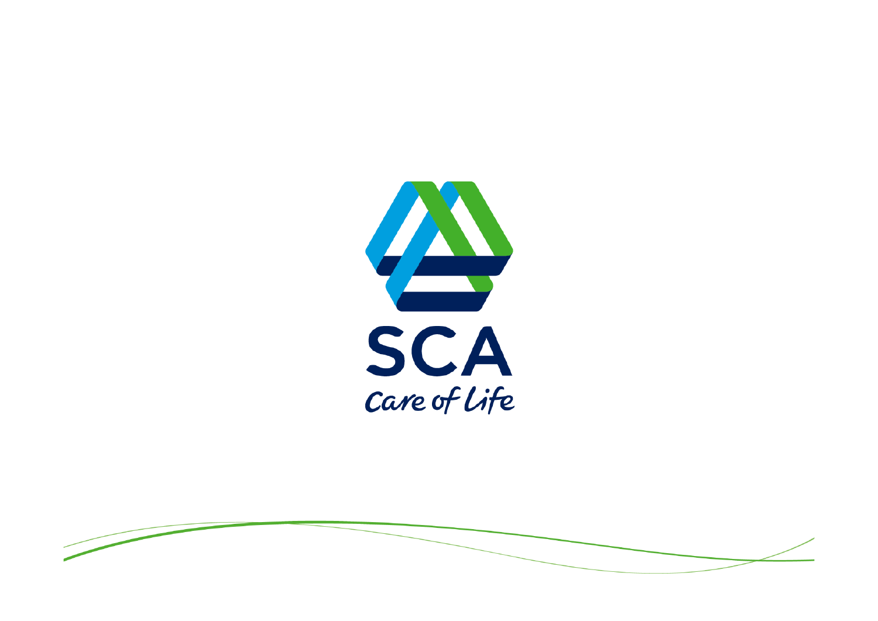SCA

Care of Life